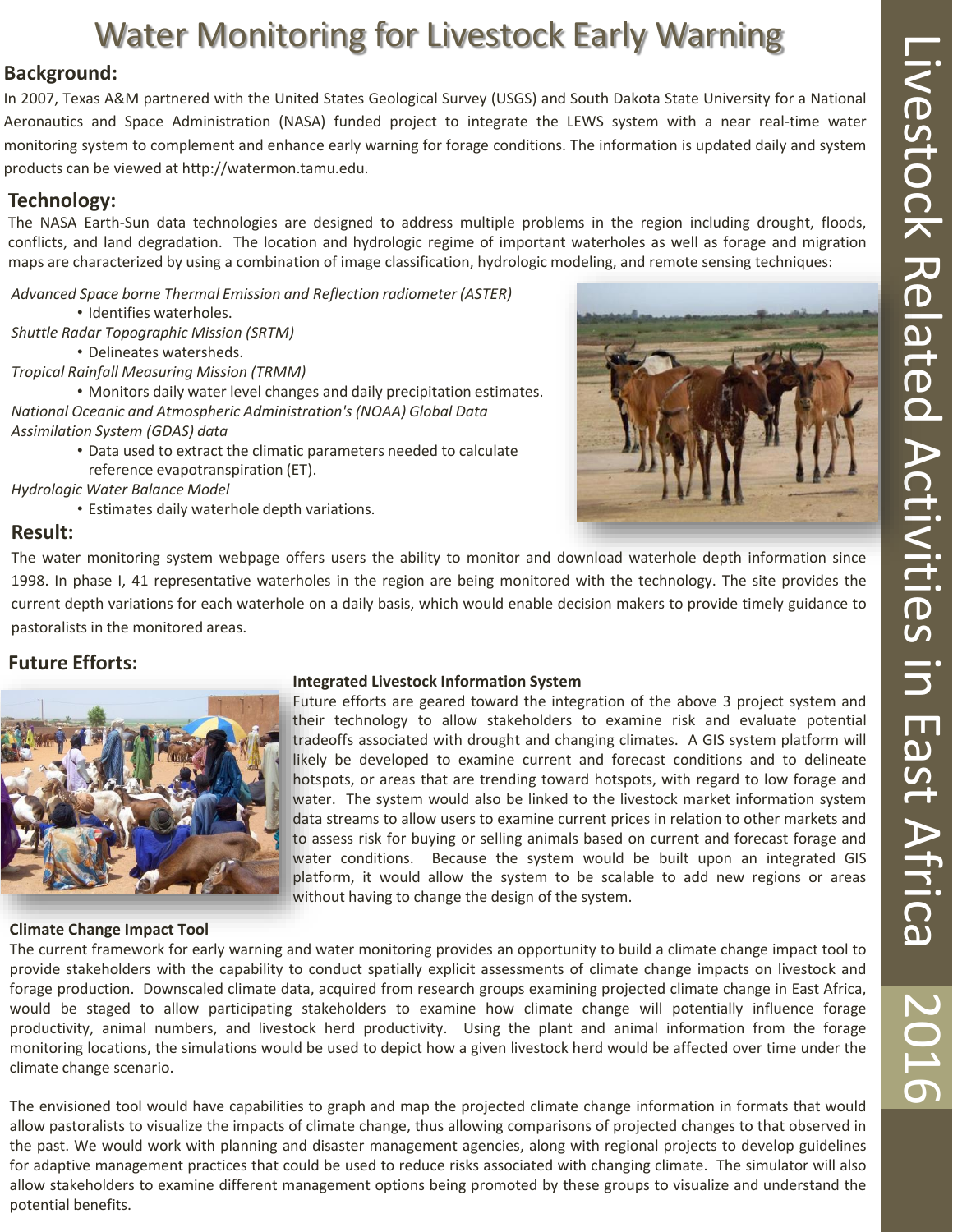# Water Monitoring for Livestock Early Warning

## Background:

In 2007, Texas A&M partnered with the United States Geological Survey (USGS) and South Dakota State University for a National Aeronautics and Space Administration (NASA) funded project to integrate the LEWS system with a near real-time water monitoring system to complement and enhance early warning for forage conditions. The information is updated daily and system products can be viewed at http://watermon.tamu.edu.

## Technology:

The NASA Earth-Sun data technologies are designed to address multiple problems in the region including drought, floods, conflicts, and land degradation. The location and hydrologic regime of important waterholes as well as forage and migration maps are characterized by using a combination of image classification, hydrologic modeling, and remote sensing techniques:

*Advanced Space borne Thermal Emission and Reflection radiometer (ASTER)*
- Identifies waterholes.

*Shuttle Radar Topographic Mission (SRTM)*
- Delineates watersheds.

*Tropical Rainfall Measuring Mission (TRMM)*
- Monitors daily water level changes and daily precipitation estimates.

*National Oceanic and Atmospheric Administration's (NOAA) Global Data Assimilation System (GDAS) data*
- Data used to extract the climatic parameters needed to calculate reference evapotranspiration (ET).

*Hydrologic Water Balance Model*
- Estimates daily waterhole depth variations.

## Result:

The water monitoring system webpage offers users the ability to monitor and download waterhole depth information since 1998. In phase I, 41 representative waterholes in the region are being monitored with the technology. The site provides the current depth variations for each waterhole on a daily basis, which would enable decision makers to provide timely guidance to pastoralists in the monitored areas.

## Future Efforts:

### Integrated Livestock Information System

Future efforts are geared toward the integration of the above 3 project system and their technology to allow stakeholders to examine risk and evaluate potential tradeoffs associated with drought and changing climates. A GIS system platform will likely be developed to examine current and forecast conditions and to delineate hotspots, or areas that are trending toward hotspots, with regard to low forage and water. The system would also be linked to the livestock market information system data streams to allow users to examine current prices in relation to other markets and to assess risk for buying or selling animals based on current and forecast forage and water conditions. Because the system would be built upon an integrated GIS platform, it would allow the system to be scalable to add new regions or areas without having to change the design of the system.

### Climate Change Impact Tool

The current framework for early warning and water monitoring provides an opportunity to build a climate change impact tool to provide stakeholders with the capability to conduct spatially explicit assessments of climate change impacts on livestock and forage production. Downscaled climate data, acquired from research groups examining projected climate change in East Africa, would be staged to allow participating stakeholders to examine how climate change will potentially influence forage productivity, animal numbers, and livestock herd productivity. Using the plant and animal information from the forage monitoring locations, the simulations would be used to depict how a given livestock herd would be affected over time under the climate change scenario.

The envisioned tool would have capabilities to graph and map the projected climate change information in formats that would allow pastoralists to visualize the impacts of climate change, thus allowing comparisons of projected changes to that observed in the past. We would work with planning and disaster management agencies, along with regional projects to develop guidelines for adaptive management practices that could be used to reduce risks associated with changing climate. The simulator will also allow stakeholders to examine different management options being promoted by these groups to visualize and understand the potential benefits.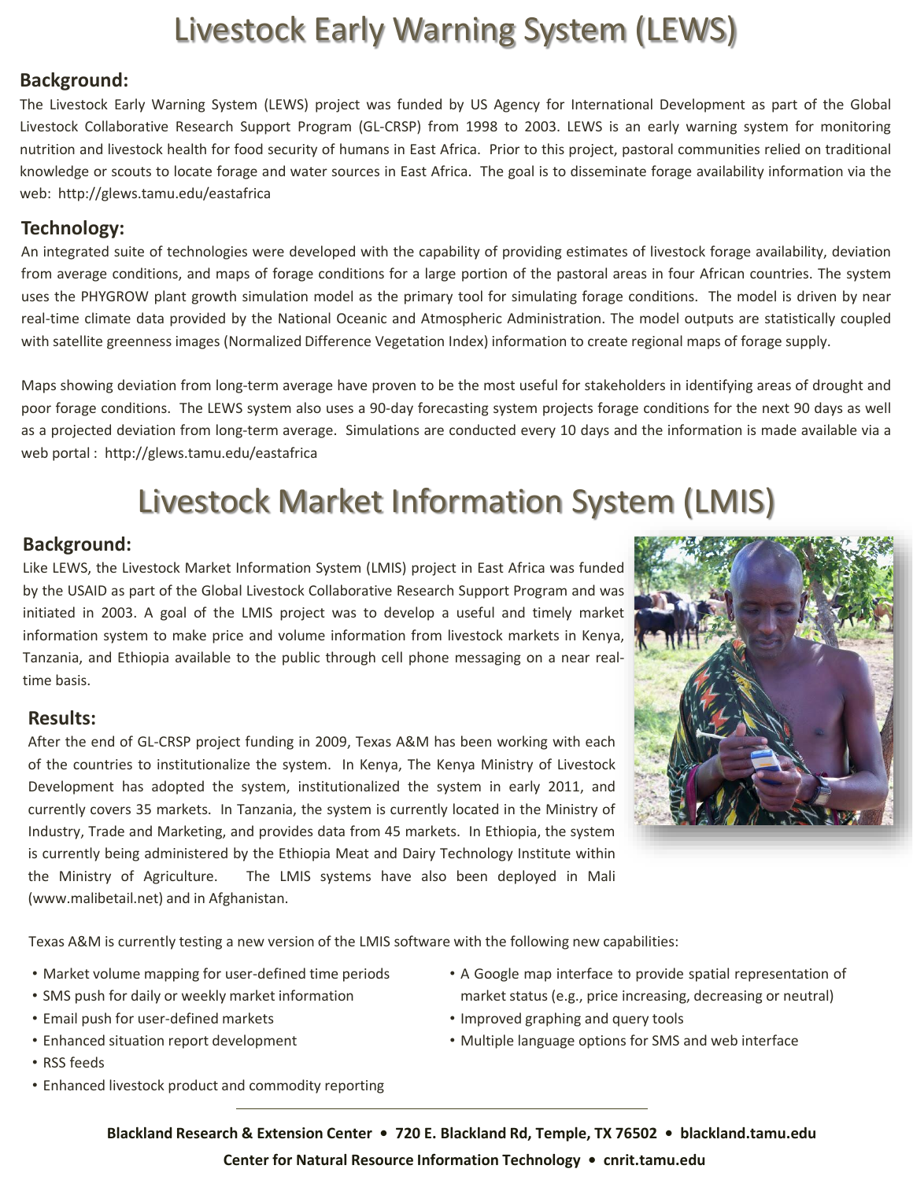# Livestock Early Warning System (LEWS)

## Background:

The Livestock Early Warning System (LEWS) project was funded by US Agency for International Development as part of the Global Livestock Collaborative Research Support Program (GL-CRSP) from 1998 to 2003. LEWS is an early warning system for monitoring nutrition and livestock health for food security of humans in East Africa. Prior to this project, pastoral communities relied on traditional knowledge or scouts to locate forage and water sources in East Africa. The goal is to disseminate forage availability information via the web: http://glews.tamu.edu/eastafrica

## Technology:

An integrated suite of technologies were developed with the capability of providing estimates of livestock forage availability, deviation from average conditions, and maps of forage conditions for a large portion of the pastoral areas in four African countries. The system uses the PHYGROW plant growth simulation model as the primary tool for simulating forage conditions. The model is driven by near real-time climate data provided by the National Oceanic and Atmospheric Administration. The model outputs are statistically coupled with satellite greenness images (Normalized Difference Vegetation Index) information to create regional maps of forage supply.

Maps showing deviation from long-term average have proven to be the most useful for stakeholders in identifying areas of drought and poor forage conditions. The LEWS system also uses a 90-day forecasting system projects forage conditions for the next 90 days as well as a projected deviation from long-term average. Simulations are conducted every 10 days and the information is made available via a web portal : http://glews.tamu.edu/eastafrica

# Livestock Market Information System (LMIS)

## Background:

Like LEWS, the Livestock Market Information System (LMIS) project in East Africa was funded by the USAID as part of the Global Livestock Collaborative Research Support Program and was initiated in 2003. A goal of the LMIS project was to develop a useful and timely market information system to make price and volume information from livestock markets in Kenya, Tanzania, and Ethiopia available to the public through cell phone messaging on a near real-time basis.

## Results:

After the end of GL-CRSP project funding in 2009, Texas A&M has been working with each of the countries to institutionalize the system. In Kenya, The Kenya Ministry of Livestock Development has adopted the system, institutionalized the system in early 2011, and currently covers 35 markets. In Tanzania, the system is currently located in the Ministry of Industry, Trade and Marketing, and provides data from 45 markets. In Ethiopia, the system is currently being administered by the Ethiopia Meat and Dairy Technology Institute within the Ministry of Agriculture. The LMIS systems have also been deployed in Mali (www.malibetail.net) and in Afghanistan.

Texas A&M is currently testing a new version of the LMIS software with the following new capabilities:

- Market volume mapping for user-defined time periods
- SMS push for daily or weekly market information
- Email push for user-defined markets
- Enhanced situation report development
- RSS feeds
- Enhanced livestock product and commodity reporting
- A Google map interface to provide spatial representation of market status (e.g., price increasing, decreasing or neutral)
- Improved graphing and query tools
- Multiple language options for SMS and web interface

**Blackland Research & Extension Center • 720 E. Blackland Rd, Temple, TX 76502 • blackland.tamu.edu**

**Center for Natural Resource Information Technology • cnrit.tamu.edu**